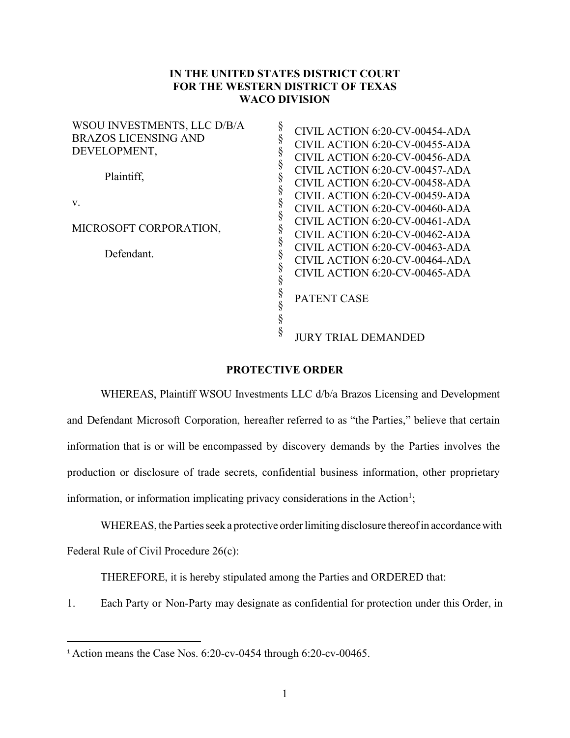**IN THE UNITED STATES DISTRICT COURT**
**FOR THE WESTERN DISTRICT OF TEXAS**
**WACO DIVISION**

| | | |
|---|---|---|
| WSOU INVESTMENTS, LLC D/B/A BRAZOS LICENSING AND DEVELOPMENT, | § | CIVIL ACTION 6:20-CV-00454-ADA |
| | § | CIVIL ACTION 6:20-CV-00455-ADA |
| Plaintiff, | § | CIVIL ACTION 6:20-CV-00456-ADA |
| | § | CIVIL ACTION 6:20-CV-00457-ADA |
| v. | § | CIVIL ACTION 6:20-CV-00458-ADA |
| | § | CIVIL ACTION 6:20-CV-00459-ADA |
| MICROSOFT CORPORATION, | § | CIVIL ACTION 6:20-CV-00460-ADA |
| | § | CIVIL ACTION 6:20-CV-00461-ADA |
| Defendant. | § | CIVIL ACTION 6:20-CV-00462-ADA |
| | § | CIVIL ACTION 6:20-CV-00463-ADA |
| | § | CIVIL ACTION 6:20-CV-00464-ADA |
| | § | CIVIL ACTION 6:20-CV-00465-ADA |
| | § | |
| | § | PATENT CASE |
| | § | |
| | § | JURY TRIAL DEMANDED |

**PROTECTIVE ORDER**

WHEREAS, Plaintiff WSOU Investments LLC d/b/a Brazos Licensing and Development and Defendant Microsoft Corporation, hereafter referred to as "the Parties," believe that certain information that is or will be encompassed by discovery demands by the Parties involves the production or disclosure of trade secrets, confidential business information, other proprietary information, or information implicating privacy considerations in the Action[1];

WHEREAS, the Parties seek a protective order limiting disclosure thereof in accordance with Federal Rule of Civil Procedure 26(c):

THEREFORE, it is hereby stipulated among the Parties and ORDERED that:

1. Each Party or Non-Party may designate as confidential for protection under this Order, in

[1] Action means the Case Nos. 6:20-cv-0454 through 6:20-cv-00465.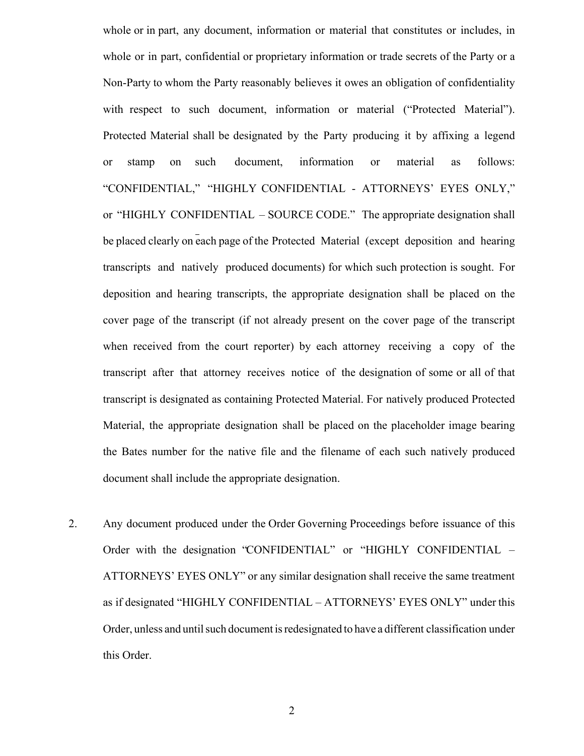whole or in part, any document, information or material that constitutes or includes, in whole or in part, confidential or proprietary information or trade secrets of the Party or a Non-Party to whom the Party reasonably believes it owes an obligation of confidentiality with respect to such document, information or material ("Protected Material"). Protected Material shall be designated by the Party producing it by affixing a legend or stamp on such document, information or material as follows: "CONFIDENTIAL," "HIGHLY CONFIDENTIAL - ATTORNEYS' EYES ONLY," or "HIGHLY CONFIDENTIAL – SOURCE CODE." The appropriate designation shall be placed clearly on each page of the Protected Material (except deposition and hearing transcripts and natively produced documents) for which such protection is sought. For deposition and hearing transcripts, the appropriate designation shall be placed on the cover page of the transcript (if not already present on the cover page of the transcript when received from the court reporter) by each attorney receiving a copy of the transcript after that attorney receives notice of the designation of some or all of that transcript is designated as containing Protected Material. For natively produced Protected Material, the appropriate designation shall be placed on the placeholder image bearing the Bates number for the native file and the filename of each such natively produced document shall include the appropriate designation.

2. Any document produced under the Order Governing Proceedings before issuance of this Order with the designation "CONFIDENTIAL" or "HIGHLY CONFIDENTIAL – ATTORNEYS' EYES ONLY" or any similar designation shall receive the same treatment as if designated "HIGHLY CONFIDENTIAL – ATTORNEYS' EYES ONLY" under this Order, unless and until such document is redesignated to have a different classification under this Order.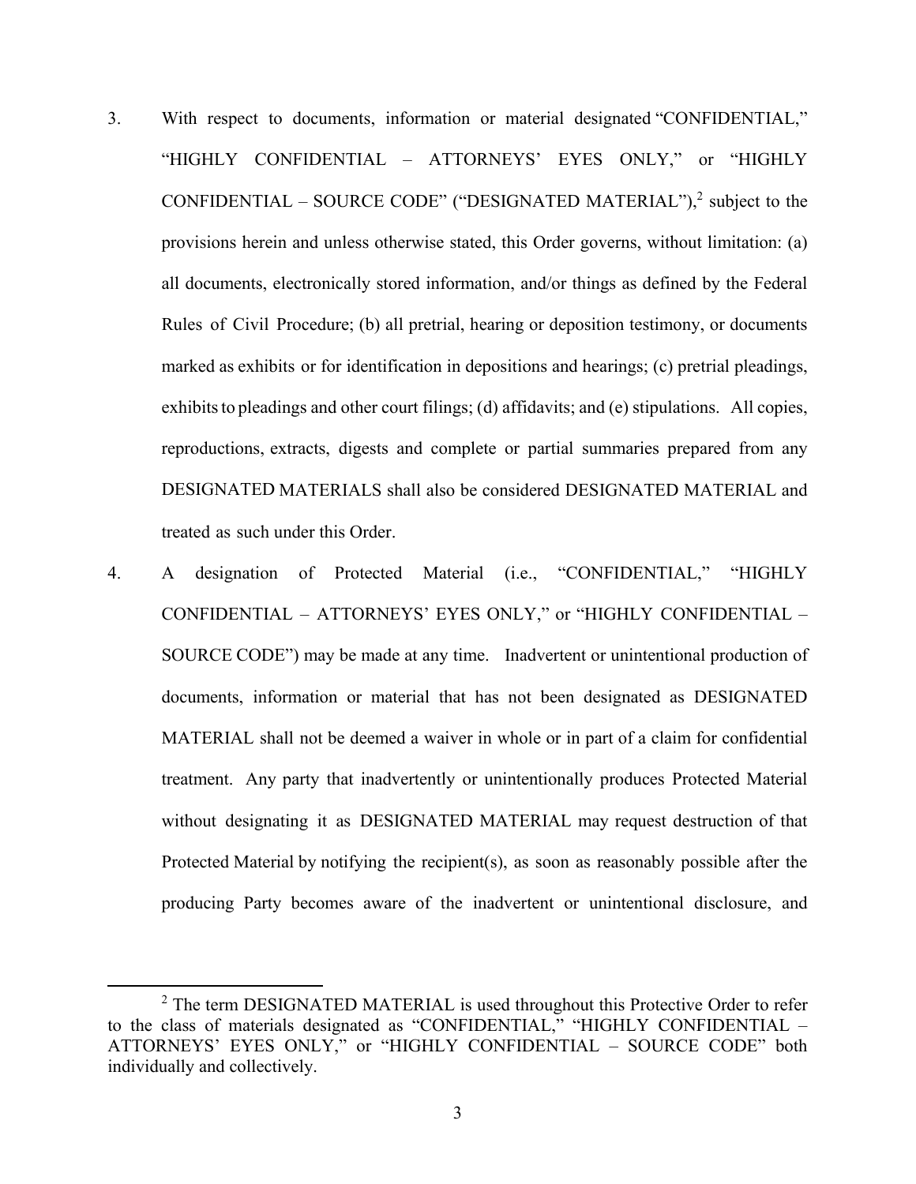3. With respect to documents, information or material designated "CONFIDENTIAL," "HIGHLY CONFIDENTIAL – ATTORNEYS' EYES ONLY," or "HIGHLY CONFIDENTIAL – SOURCE CODE" ("DESIGNATED MATERIAL"),[2] subject to the provisions herein and unless otherwise stated, this Order governs, without limitation: (a) all documents, electronically stored information, and/or things as defined by the Federal Rules of Civil Procedure; (b) all pretrial, hearing or deposition testimony, or documents marked as exhibits or for identification in depositions and hearings; (c) pretrial pleadings, exhibits to pleadings and other court filings; (d) affidavits; and (e) stipulations. All copies, reproductions, extracts, digests and complete or partial summaries prepared from any DESIGNATED MATERIALS shall also be considered DESIGNATED MATERIAL and treated as such under this Order.

4. A designation of Protected Material (i.e., "CONFIDENTIAL," "HIGHLY CONFIDENTIAL – ATTORNEYS' EYES ONLY," or "HIGHLY CONFIDENTIAL – SOURCE CODE") may be made at any time. Inadvertent or unintentional production of documents, information or material that has not been designated as DESIGNATED MATERIAL shall not be deemed a waiver in whole or in part of a claim for confidential treatment. Any party that inadvertently or unintentionally produces Protected Material without designating it as DESIGNATED MATERIAL may request destruction of that Protected Material by notifying the recipient(s), as soon as reasonably possible after the producing Party becomes aware of the inadvertent or unintentional disclosure, and

[2] The term DESIGNATED MATERIAL is used throughout this Protective Order to refer to the class of materials designated as "CONFIDENTIAL," "HIGHLY CONFIDENTIAL – ATTORNEYS' EYES ONLY," or "HIGHLY CONFIDENTIAL – SOURCE CODE" both individually and collectively.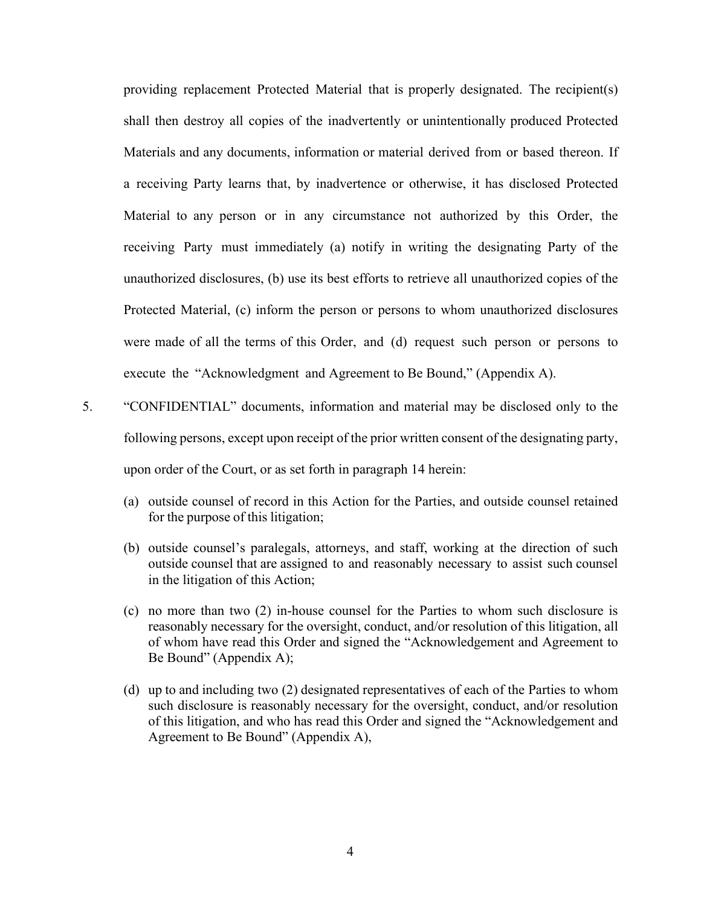providing replacement Protected Material that is properly designated. The recipient(s) shall then destroy all copies of the inadvertently or unintentionally produced Protected Materials and any documents, information or material derived from or based thereon. If a receiving Party learns that, by inadvertence or otherwise, it has disclosed Protected Material to any person or in any circumstance not authorized by this Order, the receiving Party must immediately (a) notify in writing the designating Party of the unauthorized disclosures, (b) use its best efforts to retrieve all unauthorized copies of the Protected Material, (c) inform the person or persons to whom unauthorized disclosures were made of all the terms of this Order, and (d) request such person or persons to execute the "Acknowledgment and Agreement to Be Bound," (Appendix A).

5. "CONFIDENTIAL" documents, information and material may be disclosed only to the following persons, except upon receipt of the prior written consent of the designating party, upon order of the Court, or as set forth in paragraph 14 herein:

   (a) outside counsel of record in this Action for the Parties, and outside counsel retained for the purpose of this litigation;

   (b) outside counsel's paralegals, attorneys, and staff, working at the direction of such outside counsel that are assigned to and reasonably necessary to assist such counsel in the litigation of this Action;

   (c) no more than two (2) in-house counsel for the Parties to whom such disclosure is reasonably necessary for the oversight, conduct, and/or resolution of this litigation, all of whom have read this Order and signed the "Acknowledgement and Agreement to Be Bound" (Appendix A);

   (d) up to and including two (2) designated representatives of each of the Parties to whom such disclosure is reasonably necessary for the oversight, conduct, and/or resolution of this litigation, and who has read this Order and signed the "Acknowledgement and Agreement to Be Bound" (Appendix A),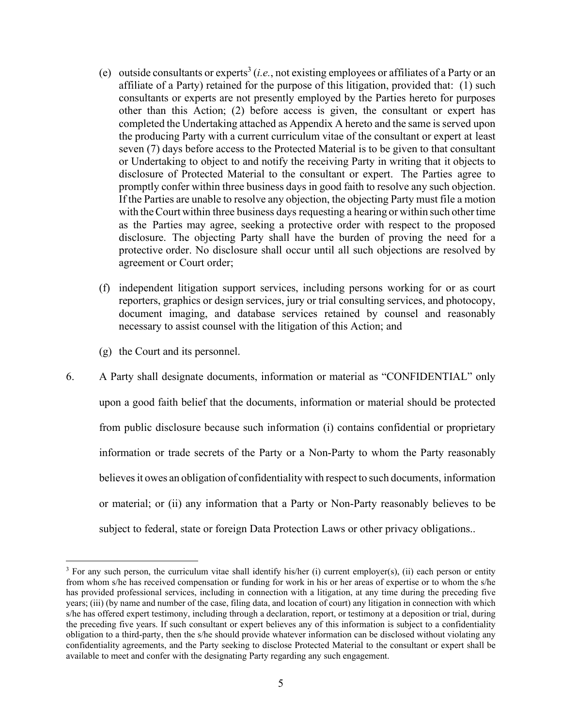(e) outside consultants or experts[3] (*i.e.*, not existing employees or affiliates of a Party or an affiliate of a Party) retained for the purpose of this litigation, provided that: (1) such consultants or experts are not presently employed by the Parties hereto for purposes other than this Action; (2) before access is given, the consultant or expert has completed the Undertaking attached as Appendix A hereto and the same is served upon the producing Party with a current curriculum vitae of the consultant or expert at least seven (7) days before access to the Protected Material is to be given to that consultant or Undertaking to object to and notify the receiving Party in writing that it objects to disclosure of Protected Material to the consultant or expert. The Parties agree to promptly confer within three business days in good faith to resolve any such objection. If the Parties are unable to resolve any objection, the objecting Party must file a motion with the Court within three business days requesting a hearing or within such other time as the Parties may agree, seeking a protective order with respect to the proposed disclosure. The objecting Party shall have the burden of proving the need for a protective order. No disclosure shall occur until all such objections are resolved by agreement or Court order;

(f) independent litigation support services, including persons working for or as court reporters, graphics or design services, jury or trial consulting services, and photocopy, document imaging, and database services retained by counsel and reasonably necessary to assist counsel with the litigation of this Action; and

(g) the Court and its personnel.

6. A Party shall designate documents, information or material as "CONFIDENTIAL" only upon a good faith belief that the documents, information or material should be protected from public disclosure because such information (i) contains confidential or proprietary information or trade secrets of the Party or a Non-Party to whom the Party reasonably believes it owes an obligation of confidentiality with respect to such documents, information or material; or (ii) any information that a Party or Non-Party reasonably believes to be subject to federal, state or foreign Data Protection Laws or other privacy obligations..

---

[3] For any such person, the curriculum vitae shall identify his/her (i) current employer(s), (ii) each person or entity from whom s/he has received compensation or funding for work in his or her areas of expertise or to whom the s/he has provided professional services, including in connection with a litigation, at any time during the preceding five years; (iii) (by name and number of the case, filing data, and location of court) any litigation in connection with which s/he has offered expert testimony, including through a declaration, report, or testimony at a deposition or trial, during the preceding five years. If such consultant or expert believes any of this information is subject to a confidentiality obligation to a third-party, then the s/he should provide whatever information can be disclosed without violating any confidentiality agreements, and the Party seeking to disclose Protected Material to the consultant or expert shall be available to meet and confer with the designating Party regarding any such engagement.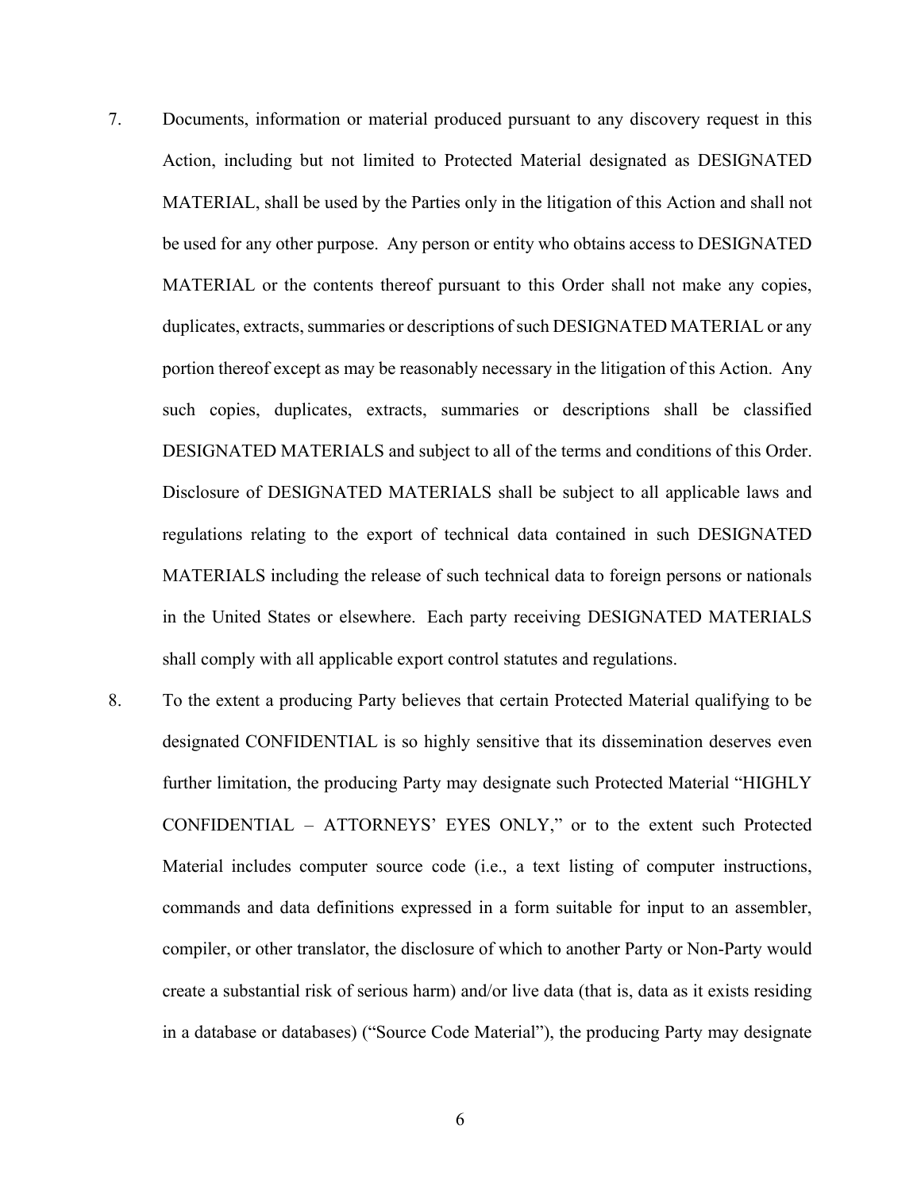7. Documents, information or material produced pursuant to any discovery request in this Action, including but not limited to Protected Material designated as DESIGNATED MATERIAL, shall be used by the Parties only in the litigation of this Action and shall not be used for any other purpose. Any person or entity who obtains access to DESIGNATED MATERIAL or the contents thereof pursuant to this Order shall not make any copies, duplicates, extracts, summaries or descriptions of such DESIGNATED MATERIAL or any portion thereof except as may be reasonably necessary in the litigation of this Action. Any such copies, duplicates, extracts, summaries or descriptions shall be classified DESIGNATED MATERIALS and subject to all of the terms and conditions of this Order. Disclosure of DESIGNATED MATERIALS shall be subject to all applicable laws and regulations relating to the export of technical data contained in such DESIGNATED MATERIALS including the release of such technical data to foreign persons or nationals in the United States or elsewhere. Each party receiving DESIGNATED MATERIALS shall comply with all applicable export control statutes and regulations.

8. To the extent a producing Party believes that certain Protected Material qualifying to be designated CONFIDENTIAL is so highly sensitive that its dissemination deserves even further limitation, the producing Party may designate such Protected Material "HIGHLY CONFIDENTIAL – ATTORNEYS' EYES ONLY," or to the extent such Protected Material includes computer source code (i.e., a text listing of computer instructions, commands and data definitions expressed in a form suitable for input to an assembler, compiler, or other translator, the disclosure of which to another Party or Non-Party would create a substantial risk of serious harm) and/or live data (that is, data as it exists residing in a database or databases) ("Source Code Material"), the producing Party may designate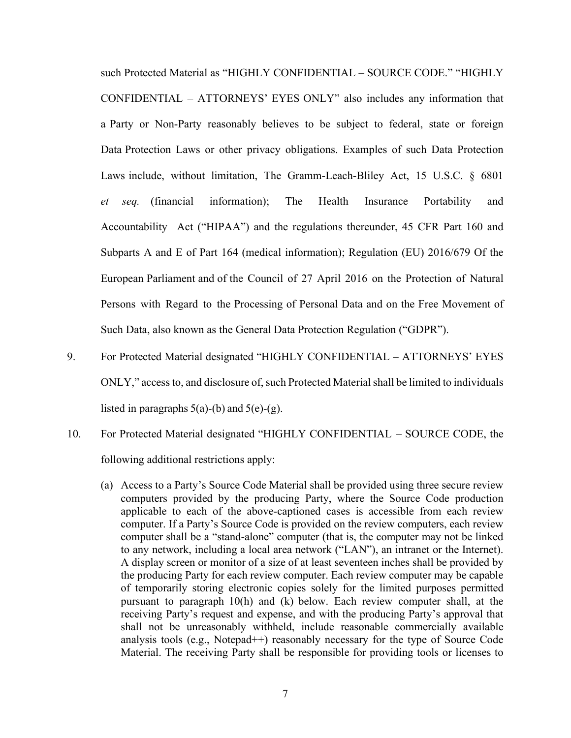such Protected Material as "HIGHLY CONFIDENTIAL – SOURCE CODE." "HIGHLY CONFIDENTIAL – ATTORNEYS' EYES ONLY" also includes any information that a Party or Non-Party reasonably believes to be subject to federal, state or foreign Data Protection Laws or other privacy obligations. Examples of such Data Protection Laws include, without limitation, The Gramm-Leach-Bliley Act, 15 U.S.C. § 6801 *et seq.* (financial information); The Health Insurance Portability and Accountability Act ("HIPAA") and the regulations thereunder, 45 CFR Part 160 and Subparts A and E of Part 164 (medical information); Regulation (EU) 2016/679 Of the European Parliament and of the Council of 27 April 2016 on the Protection of Natural Persons with Regard to the Processing of Personal Data and on the Free Movement of Such Data, also known as the General Data Protection Regulation ("GDPR").

9. For Protected Material designated "HIGHLY CONFIDENTIAL – ATTORNEYS' EYES ONLY," access to, and disclosure of, such Protected Material shall be limited to individuals listed in paragraphs 5(a)-(b) and 5(e)-(g).

10. For Protected Material designated "HIGHLY CONFIDENTIAL – SOURCE CODE, the following additional restrictions apply:

    (a) Access to a Party's Source Code Material shall be provided using three secure review computers provided by the producing Party, where the Source Code production applicable to each of the above-captioned cases is accessible from each review computer. If a Party's Source Code is provided on the review computers, each review computer shall be a "stand-alone" computer (that is, the computer may not be linked to any network, including a local area network ("LAN"), an intranet or the Internet). A display screen or monitor of a size of at least seventeen inches shall be provided by the producing Party for each review computer. Each review computer may be capable of temporarily storing electronic copies solely for the limited purposes permitted pursuant to paragraph 10(h) and (k) below. Each review computer shall, at the receiving Party's request and expense, and with the producing Party's approval that shall not be unreasonably withheld, include reasonable commercially available analysis tools (e.g., Notepad++) reasonably necessary for the type of Source Code Material. The receiving Party shall be responsible for providing tools or licenses to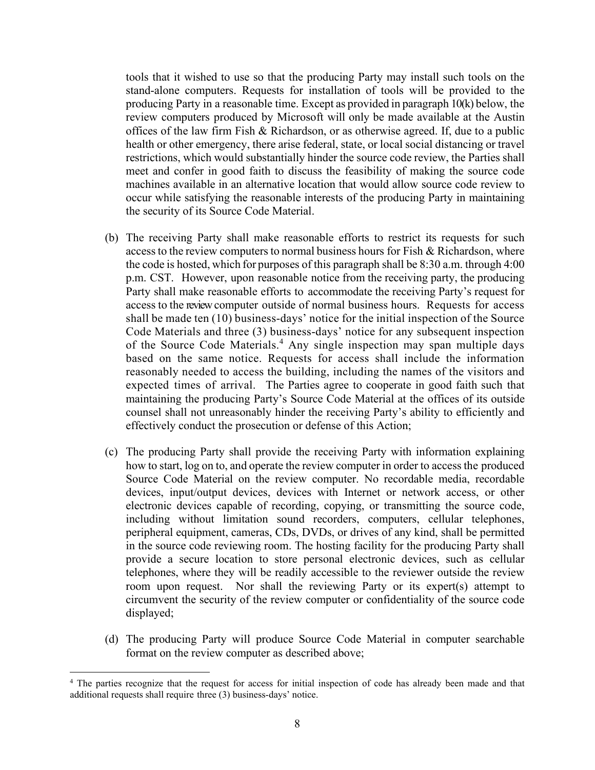tools that it wished to use so that the producing Party may install such tools on the stand-alone computers. Requests for installation of tools will be provided to the producing Party in a reasonable time. Except as provided in paragraph 10(k) below, the review computers produced by Microsoft will only be made available at the Austin offices of the law firm Fish & Richardson, or as otherwise agreed. If, due to a public health or other emergency, there arise federal, state, or local social distancing or travel restrictions, which would substantially hinder the source code review, the Parties shall meet and confer in good faith to discuss the feasibility of making the source code machines available in an alternative location that would allow source code review to occur while satisfying the reasonable interests of the producing Party in maintaining the security of its Source Code Material.

(b) The receiving Party shall make reasonable efforts to restrict its requests for such access to the review computers to normal business hours for Fish & Richardson, where the code is hosted, which for purposes of this paragraph shall be 8:30 a.m. through 4:00 p.m. CST. However, upon reasonable notice from the receiving party, the producing Party shall make reasonable efforts to accommodate the receiving Party's request for access to the review computer outside of normal business hours. Requests for access shall be made ten (10) business-days' notice for the initial inspection of the Source Code Materials and three (3) business-days' notice for any subsequent inspection of the Source Code Materials.[4] Any single inspection may span multiple days based on the same notice. Requests for access shall include the information reasonably needed to access the building, including the names of the visitors and expected times of arrival. The Parties agree to cooperate in good faith such that maintaining the producing Party's Source Code Material at the offices of its outside counsel shall not unreasonably hinder the receiving Party's ability to efficiently and effectively conduct the prosecution or defense of this Action;

(c) The producing Party shall provide the receiving Party with information explaining how to start, log on to, and operate the review computer in order to access the produced Source Code Material on the review computer. No recordable media, recordable devices, input/output devices, devices with Internet or network access, or other electronic devices capable of recording, copying, or transmitting the source code, including without limitation sound recorders, computers, cellular telephones, peripheral equipment, cameras, CDs, DVDs, or drives of any kind, shall be permitted in the source code reviewing room. The hosting facility for the producing Party shall provide a secure location to store personal electronic devices, such as cellular telephones, where they will be readily accessible to the reviewer outside the review room upon request. Nor shall the reviewing Party or its expert(s) attempt to circumvent the security of the review computer or confidentiality of the source code displayed;

(d) The producing Party will produce Source Code Material in computer searchable format on the review computer as described above;

[4] The parties recognize that the request for access for initial inspection of code has already been made and that additional requests shall require three (3) business-days' notice.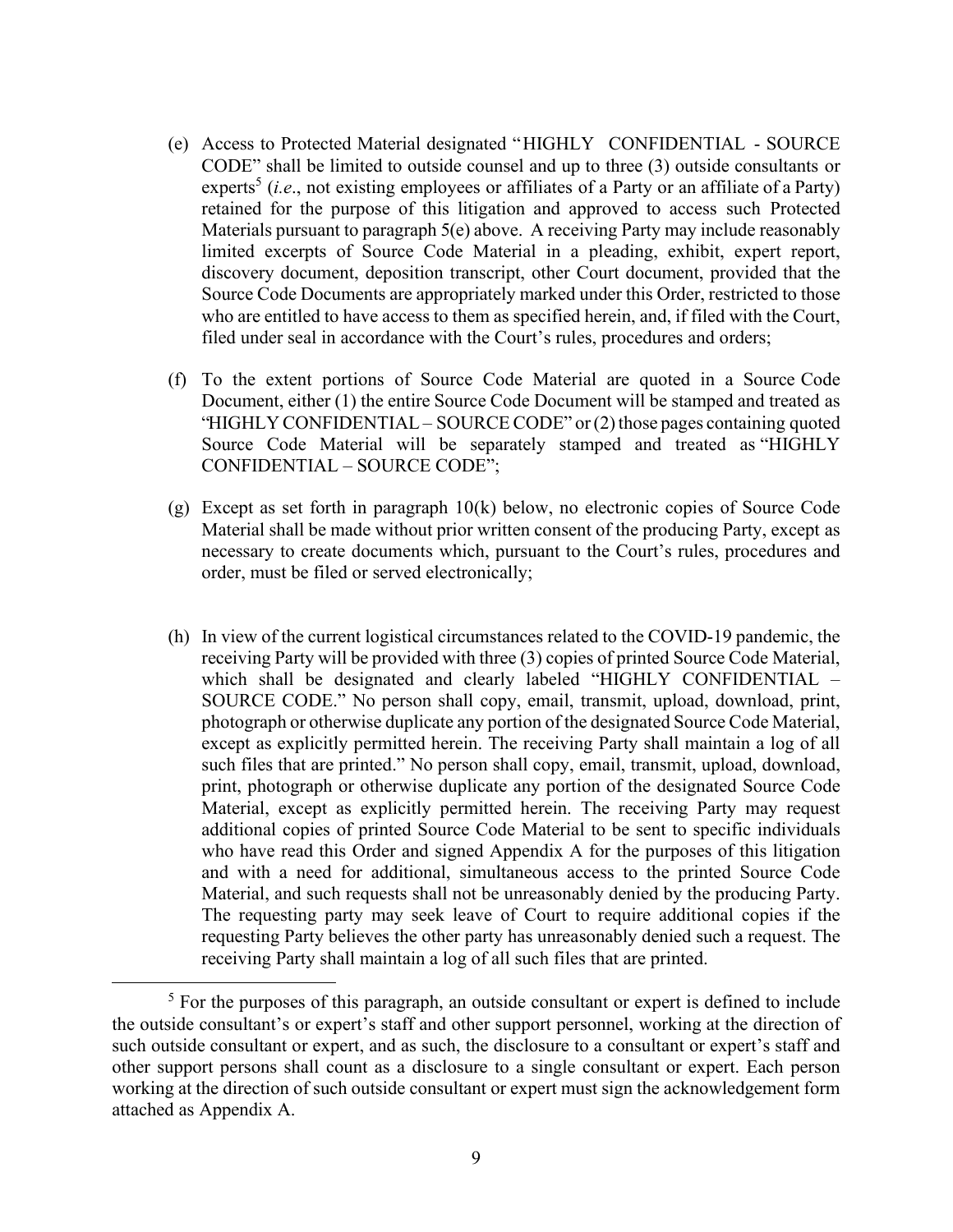(e) Access to Protected Material designated "HIGHLY CONFIDENTIAL - SOURCE CODE" shall be limited to outside counsel and up to three (3) outside consultants or experts[5] (*i.e*., not existing employees or affiliates of a Party or an affiliate of a Party) retained for the purpose of this litigation and approved to access such Protected Materials pursuant to paragraph 5(e) above. A receiving Party may include reasonably limited excerpts of Source Code Material in a pleading, exhibit, expert report, discovery document, deposition transcript, other Court document, provided that the Source Code Documents are appropriately marked under this Order, restricted to those who are entitled to have access to them as specified herein, and, if filed with the Court, filed under seal in accordance with the Court's rules, procedures and orders;

(f) To the extent portions of Source Code Material are quoted in a Source Code Document, either (1) the entire Source Code Document will be stamped and treated as "HIGHLY CONFIDENTIAL – SOURCE CODE" or (2) those pages containing quoted Source Code Material will be separately stamped and treated as "HIGHLY CONFIDENTIAL – SOURCE CODE";

(g) Except as set forth in paragraph 10(k) below, no electronic copies of Source Code Material shall be made without prior written consent of the producing Party, except as necessary to create documents which, pursuant to the Court's rules, procedures and order, must be filed or served electronically;

(h) In view of the current logistical circumstances related to the COVID-19 pandemic, the receiving Party will be provided with three (3) copies of printed Source Code Material, which shall be designated and clearly labeled "HIGHLY CONFIDENTIAL – SOURCE CODE." No person shall copy, email, transmit, upload, download, print, photograph or otherwise duplicate any portion of the designated Source Code Material, except as explicitly permitted herein. The receiving Party shall maintain a log of all such files that are printed." No person shall copy, email, transmit, upload, download, print, photograph or otherwise duplicate any portion of the designated Source Code Material, except as explicitly permitted herein. The receiving Party may request additional copies of printed Source Code Material to be sent to specific individuals who have read this Order and signed Appendix A for the purposes of this litigation and with a need for additional, simultaneous access to the printed Source Code Material, and such requests shall not be unreasonably denied by the producing Party. The requesting party may seek leave of Court to require additional copies if the requesting Party believes the other party has unreasonably denied such a request. The receiving Party shall maintain a log of all such files that are printed.

---

[5] For the purposes of this paragraph, an outside consultant or expert is defined to include the outside consultant's or expert's staff and other support personnel, working at the direction of such outside consultant or expert, and as such, the disclosure to a consultant or expert's staff and other support persons shall count as a disclosure to a single consultant or expert. Each person working at the direction of such outside consultant or expert must sign the acknowledgement form attached as Appendix A.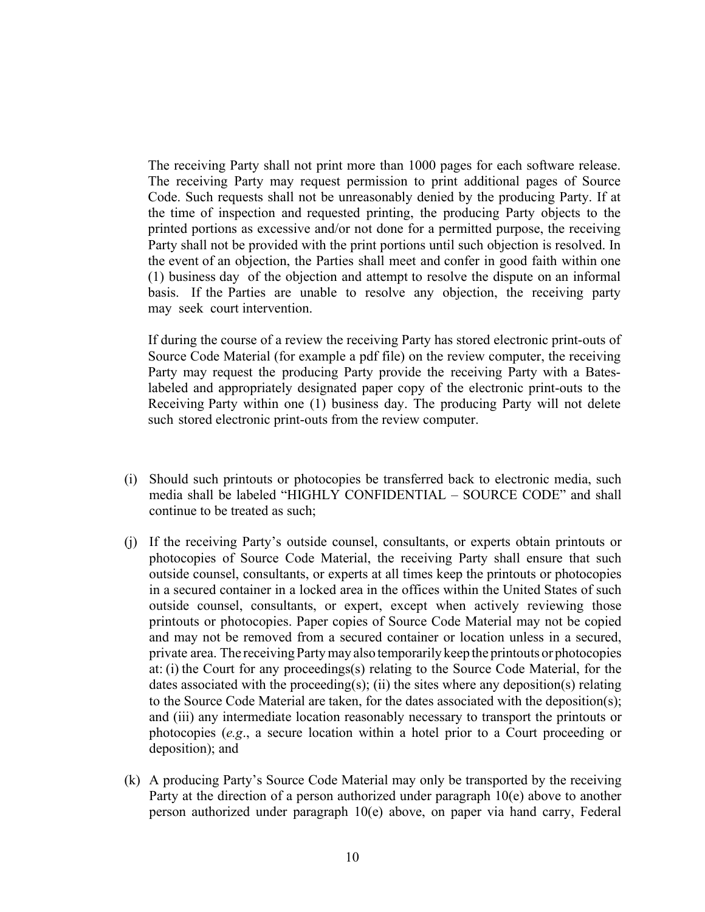The receiving Party shall not print more than 1000 pages for each software release. The receiving Party may request permission to print additional pages of Source Code. Such requests shall not be unreasonably denied by the producing Party. If at the time of inspection and requested printing, the producing Party objects to the printed portions as excessive and/or not done for a permitted purpose, the receiving Party shall not be provided with the print portions until such objection is resolved. In the event of an objection, the Parties shall meet and confer in good faith within one (1) business day of the objection and attempt to resolve the dispute on an informal basis. If the Parties are unable to resolve any objection, the receiving party may seek court intervention.

If during the course of a review the receiving Party has stored electronic print-outs of Source Code Material (for example a pdf file) on the review computer, the receiving Party may request the producing Party provide the receiving Party with a Bates-labeled and appropriately designated paper copy of the electronic print-outs to the Receiving Party within one (1) business day. The producing Party will not delete such stored electronic print-outs from the review computer.

(i) Should such printouts or photocopies be transferred back to electronic media, such media shall be labeled "HIGHLY CONFIDENTIAL – SOURCE CODE" and shall continue to be treated as such;

(j) If the receiving Party's outside counsel, consultants, or experts obtain printouts or photocopies of Source Code Material, the receiving Party shall ensure that such outside counsel, consultants, or experts at all times keep the printouts or photocopies in a secured container in a locked area in the offices within the United States of such outside counsel, consultants, or expert, except when actively reviewing those printouts or photocopies. Paper copies of Source Code Material may not be copied and may not be removed from a secured container or location unless in a secured, private area. The receiving Party may also temporarily keep the printouts or photocopies at: (i) the Court for any proceedings(s) relating to the Source Code Material, for the dates associated with the proceeding(s); (ii) the sites where any deposition(s) relating to the Source Code Material are taken, for the dates associated with the deposition(s); and (iii) any intermediate location reasonably necessary to transport the printouts or photocopies (*e.g*., a secure location within a hotel prior to a Court proceeding or deposition); and

(k) A producing Party's Source Code Material may only be transported by the receiving Party at the direction of a person authorized under paragraph 10(e) above to another person authorized under paragraph 10(e) above, on paper via hand carry, Federal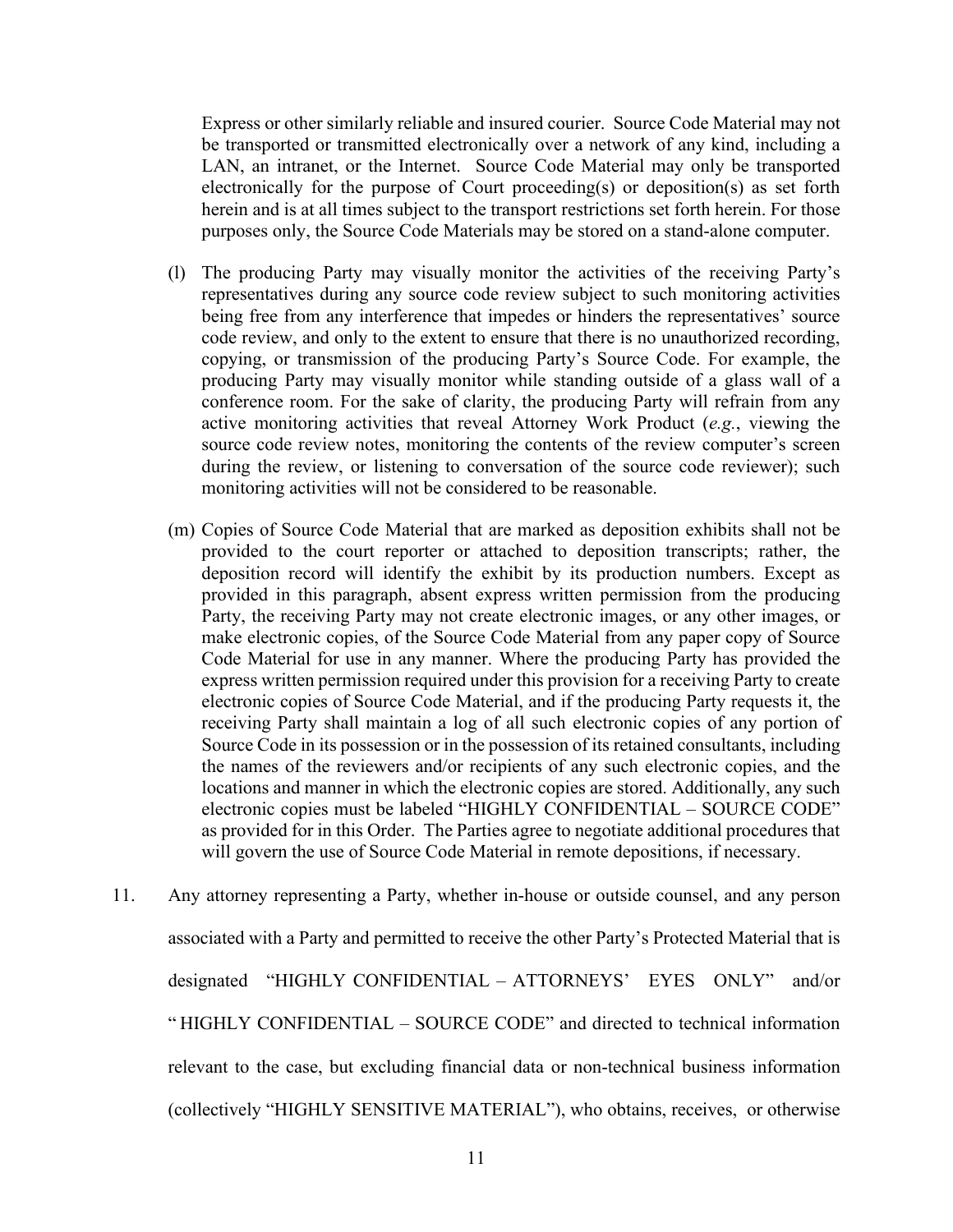Express or other similarly reliable and insured courier. Source Code Material may not be transported or transmitted electronically over a network of any kind, including a LAN, an intranet, or the Internet. Source Code Material may only be transported electronically for the purpose of Court proceeding(s) or deposition(s) as set forth herein and is at all times subject to the transport restrictions set forth herein. For those purposes only, the Source Code Materials may be stored on a stand-alone computer.

(l) The producing Party may visually monitor the activities of the receiving Party's representatives during any source code review subject to such monitoring activities being free from any interference that impedes or hinders the representatives' source code review, and only to the extent to ensure that there is no unauthorized recording, copying, or transmission of the producing Party's Source Code. For example, the producing Party may visually monitor while standing outside of a glass wall of a conference room. For the sake of clarity, the producing Party will refrain from any active monitoring activities that reveal Attorney Work Product (*e.g.*, viewing the source code review notes, monitoring the contents of the review computer's screen during the review, or listening to conversation of the source code reviewer); such monitoring activities will not be considered to be reasonable.

(m) Copies of Source Code Material that are marked as deposition exhibits shall not be provided to the court reporter or attached to deposition transcripts; rather, the deposition record will identify the exhibit by its production numbers. Except as provided in this paragraph, absent express written permission from the producing Party, the receiving Party may not create electronic images, or any other images, or make electronic copies, of the Source Code Material from any paper copy of Source Code Material for use in any manner. Where the producing Party has provided the express written permission required under this provision for a receiving Party to create electronic copies of Source Code Material, and if the producing Party requests it, the receiving Party shall maintain a log of all such electronic copies of any portion of Source Code in its possession or in the possession of its retained consultants, including the names of the reviewers and/or recipients of any such electronic copies, and the locations and manner in which the electronic copies are stored. Additionally, any such electronic copies must be labeled "HIGHLY CONFIDENTIAL – SOURCE CODE" as provided for in this Order. The Parties agree to negotiate additional procedures that will govern the use of Source Code Material in remote depositions, if necessary.

11. Any attorney representing a Party, whether in-house or outside counsel, and any person associated with a Party and permitted to receive the other Party's Protected Material that is designated "HIGHLY CONFIDENTIAL – ATTORNEYS' EYES ONLY" and/or " HIGHLY CONFIDENTIAL – SOURCE CODE" and directed to technical information relevant to the case, but excluding financial data or non-technical business information (collectively "HIGHLY SENSITIVE MATERIAL"), who obtains, receives, or otherwise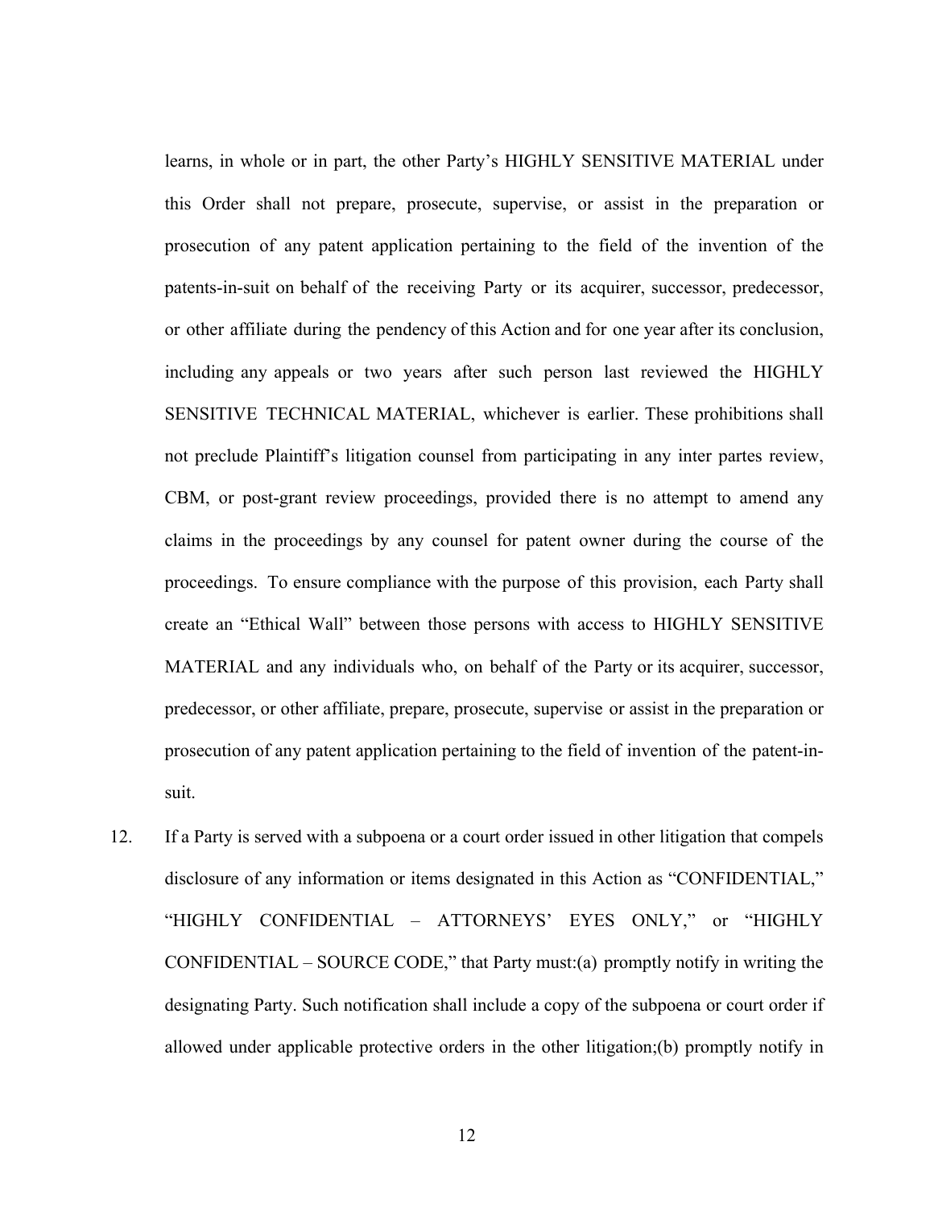learns, in whole or in part, the other Party's HIGHLY SENSITIVE MATERIAL under this Order shall not prepare, prosecute, supervise, or assist in the preparation or prosecution of any patent application pertaining to the field of the invention of the patents-in-suit on behalf of the receiving Party or its acquirer, successor, predecessor, or other affiliate during the pendency of this Action and for one year after its conclusion, including any appeals or two years after such person last reviewed the HIGHLY SENSITIVE TECHNICAL MATERIAL, whichever is earlier. These prohibitions shall not preclude Plaintiff's litigation counsel from participating in any inter partes review, CBM, or post-grant review proceedings, provided there is no attempt to amend any claims in the proceedings by any counsel for patent owner during the course of the proceedings. To ensure compliance with the purpose of this provision, each Party shall create an "Ethical Wall" between those persons with access to HIGHLY SENSITIVE MATERIAL and any individuals who, on behalf of the Party or its acquirer, successor, predecessor, or other affiliate, prepare, prosecute, supervise or assist in the preparation or prosecution of any patent application pertaining to the field of invention of the patent-in-suit.

12. If a Party is served with a subpoena or a court order issued in other litigation that compels disclosure of any information or items designated in this Action as "CONFIDENTIAL," "HIGHLY CONFIDENTIAL – ATTORNEYS' EYES ONLY," or "HIGHLY CONFIDENTIAL – SOURCE CODE," that Party must:(a) promptly notify in writing the designating Party. Such notification shall include a copy of the subpoena or court order if allowed under applicable protective orders in the other litigation;(b) promptly notify in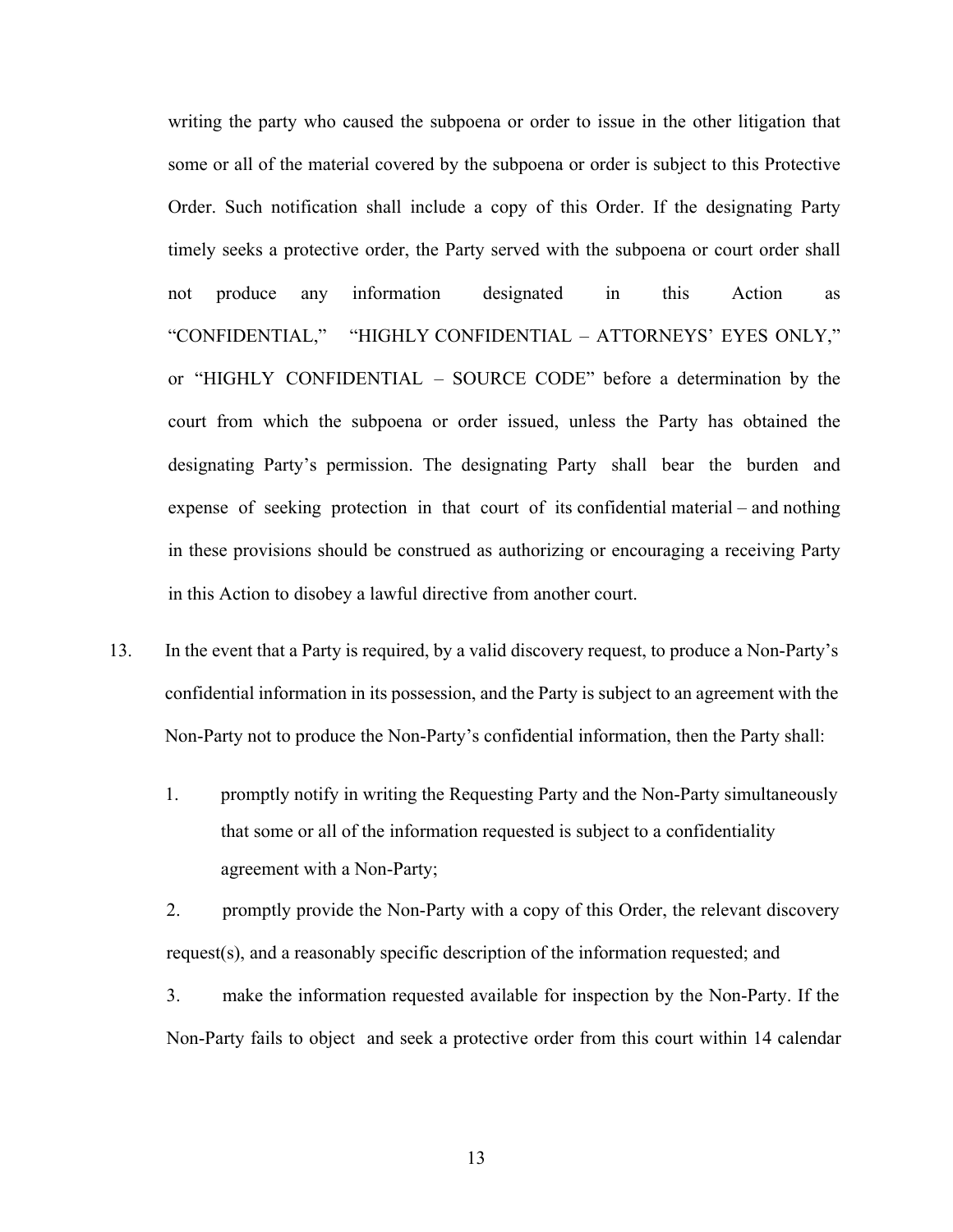writing the party who caused the subpoena or order to issue in the other litigation that some or all of the material covered by the subpoena or order is subject to this Protective Order. Such notification shall include a copy of this Order. If the designating Party timely seeks a protective order, the Party served with the subpoena or court order shall not produce any information designated in this Action as "CONFIDENTIAL," "HIGHLY CONFIDENTIAL – ATTORNEYS' EYES ONLY," or "HIGHLY CONFIDENTIAL – SOURCE CODE" before a determination by the court from which the subpoena or order issued, unless the Party has obtained the designating Party's permission. The designating Party shall bear the burden and expense of seeking protection in that court of its confidential material – and nothing in these provisions should be construed as authorizing or encouraging a receiving Party in this Action to disobey a lawful directive from another court.

13. In the event that a Party is required, by a valid discovery request, to produce a Non-Party's confidential information in its possession, and the Party is subject to an agreement with the Non-Party not to produce the Non-Party's confidential information, then the Party shall:

    1. promptly notify in writing the Requesting Party and the Non-Party simultaneously that some or all of the information requested is subject to a confidentiality agreement with a Non-Party;

    2. promptly provide the Non-Party with a copy of this Order, the relevant discovery request(s), and a reasonably specific description of the information requested; and

    3. make the information requested available for inspection by the Non-Party. If the Non-Party fails to object and seek a protective order from this court within 14 calendar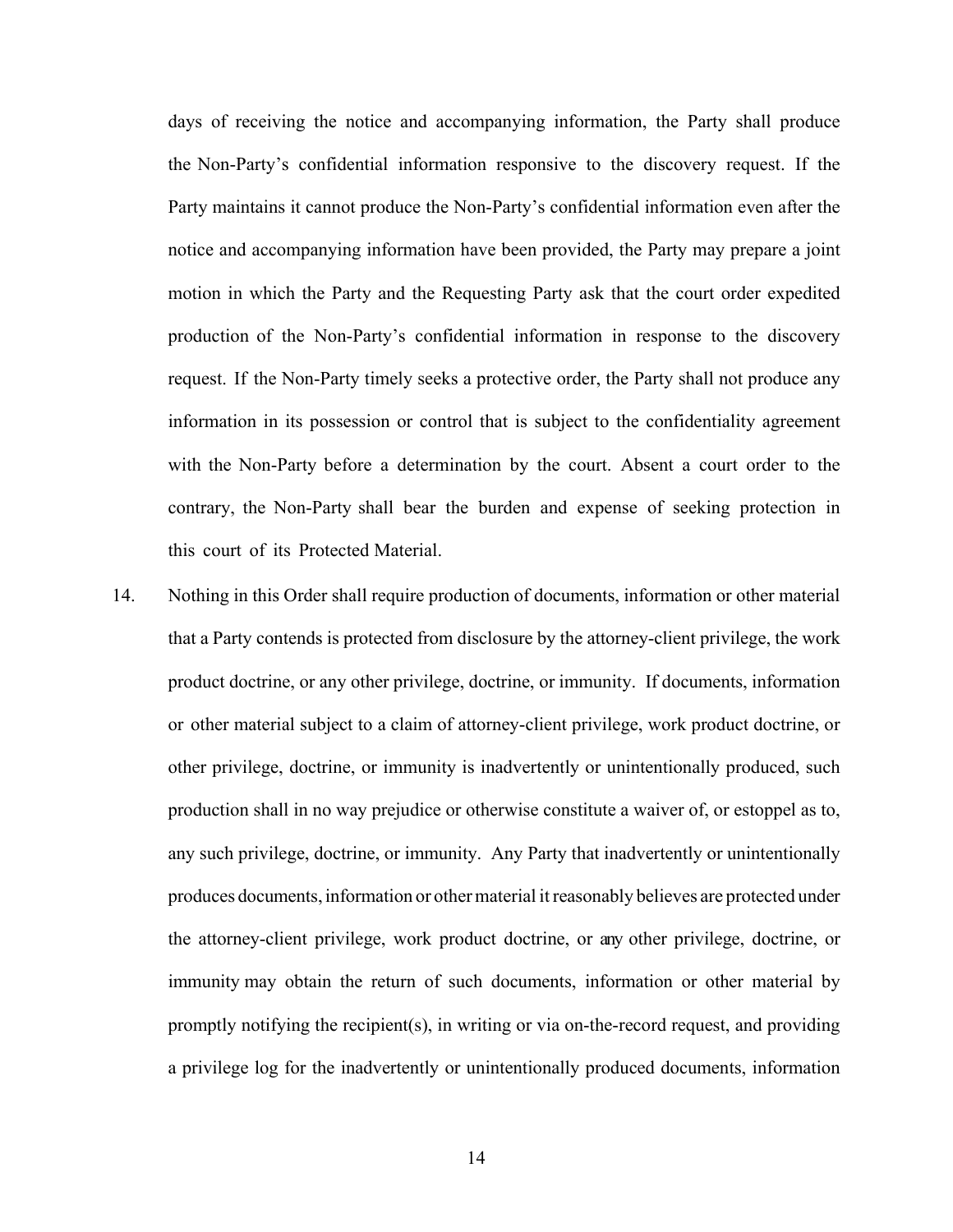days of receiving the notice and accompanying information, the Party shall produce the Non-Party's confidential information responsive to the discovery request. If the Party maintains it cannot produce the Non-Party's confidential information even after the notice and accompanying information have been provided, the Party may prepare a joint motion in which the Party and the Requesting Party ask that the court order expedited production of the Non-Party's confidential information in response to the discovery request. If the Non-Party timely seeks a protective order, the Party shall not produce any information in its possession or control that is subject to the confidentiality agreement with the Non-Party before a determination by the court. Absent a court order to the contrary, the Non-Party shall bear the burden and expense of seeking protection in this court of its Protected Material.

14. Nothing in this Order shall require production of documents, information or other material that a Party contends is protected from disclosure by the attorney-client privilege, the work product doctrine, or any other privilege, doctrine, or immunity. If documents, information or other material subject to a claim of attorney-client privilege, work product doctrine, or other privilege, doctrine, or immunity is inadvertently or unintentionally produced, such production shall in no way prejudice or otherwise constitute a waiver of, or estoppel as to, any such privilege, doctrine, or immunity. Any Party that inadvertently or unintentionally produces documents, information or other material it reasonably believes are protected under the attorney-client privilege, work product doctrine, or any other privilege, doctrine, or immunity may obtain the return of such documents, information or other material by promptly notifying the recipient(s), in writing or via on-the-record request, and providing a privilege log for the inadvertently or unintentionally produced documents, information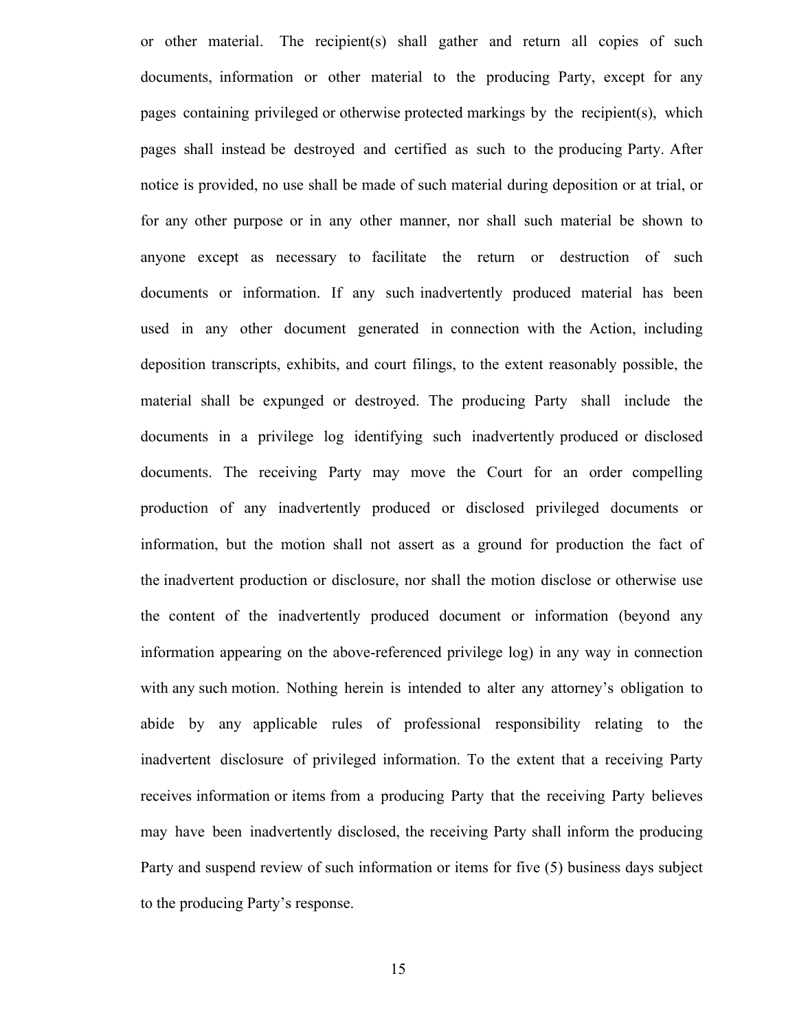or other material. The recipient(s) shall gather and return all copies of such documents, information or other material to the producing Party, except for any pages containing privileged or otherwise protected markings by the recipient(s), which pages shall instead be destroyed and certified as such to the producing Party. After notice is provided, no use shall be made of such material during deposition or at trial, or for any other purpose or in any other manner, nor shall such material be shown to anyone except as necessary to facilitate the return or destruction of such documents or information. If any such inadvertently produced material has been used in any other document generated in connection with the Action, including deposition transcripts, exhibits, and court filings, to the extent reasonably possible, the material shall be expunged or destroyed. The producing Party shall include the documents in a privilege log identifying such inadvertently produced or disclosed documents. The receiving Party may move the Court for an order compelling production of any inadvertently produced or disclosed privileged documents or information, but the motion shall not assert as a ground for production the fact of the inadvertent production or disclosure, nor shall the motion disclose or otherwise use the content of the inadvertently produced document or information (beyond any information appearing on the above-referenced privilege log) in any way in connection with any such motion. Nothing herein is intended to alter any attorney's obligation to abide by any applicable rules of professional responsibility relating to the inadvertent disclosure of privileged information. To the extent that a receiving Party receives information or items from a producing Party that the receiving Party believes may have been inadvertently disclosed, the receiving Party shall inform the producing Party and suspend review of such information or items for five (5) business days subject to the producing Party's response.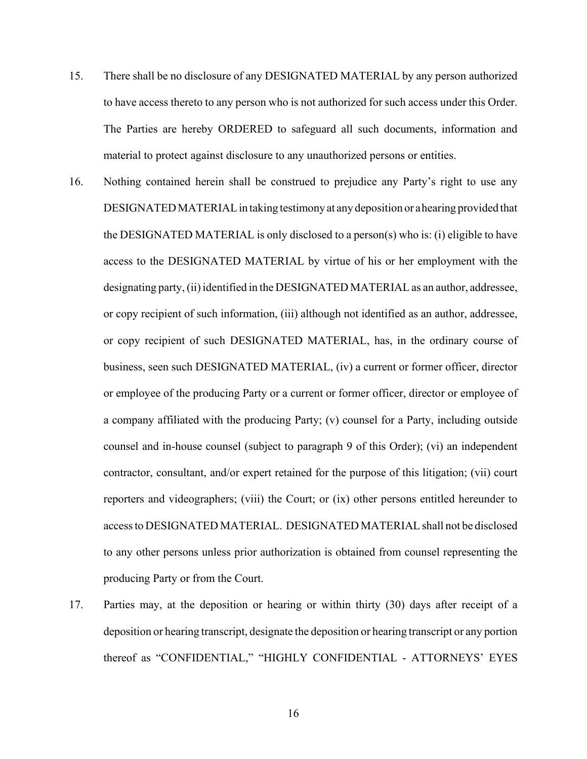15. There shall be no disclosure of any DESIGNATED MATERIAL by any person authorized to have access thereto to any person who is not authorized for such access under this Order. The Parties are hereby ORDERED to safeguard all such documents, information and material to protect against disclosure to any unauthorized persons or entities.

16. Nothing contained herein shall be construed to prejudice any Party's right to use any DESIGNATED MATERIAL in taking testimony at any deposition or a hearing provided that the DESIGNATED MATERIAL is only disclosed to a person(s) who is: (i) eligible to have access to the DESIGNATED MATERIAL by virtue of his or her employment with the designating party, (ii) identified in the DESIGNATED MATERIAL as an author, addressee, or copy recipient of such information, (iii) although not identified as an author, addressee, or copy recipient of such DESIGNATED MATERIAL, has, in the ordinary course of business, seen such DESIGNATED MATERIAL, (iv) a current or former officer, director or employee of the producing Party or a current or former officer, director or employee of a company affiliated with the producing Party; (v) counsel for a Party, including outside counsel and in-house counsel (subject to paragraph 9 of this Order); (vi) an independent contractor, consultant, and/or expert retained for the purpose of this litigation; (vii) court reporters and videographers; (viii) the Court; or (ix) other persons entitled hereunder to access to DESIGNATED MATERIAL. DESIGNATED MATERIAL shall not be disclosed to any other persons unless prior authorization is obtained from counsel representing the producing Party or from the Court.

17. Parties may, at the deposition or hearing or within thirty (30) days after receipt of a deposition or hearing transcript, designate the deposition or hearing transcript or any portion thereof as "CONFIDENTIAL," "HIGHLY CONFIDENTIAL - ATTORNEYS' EYES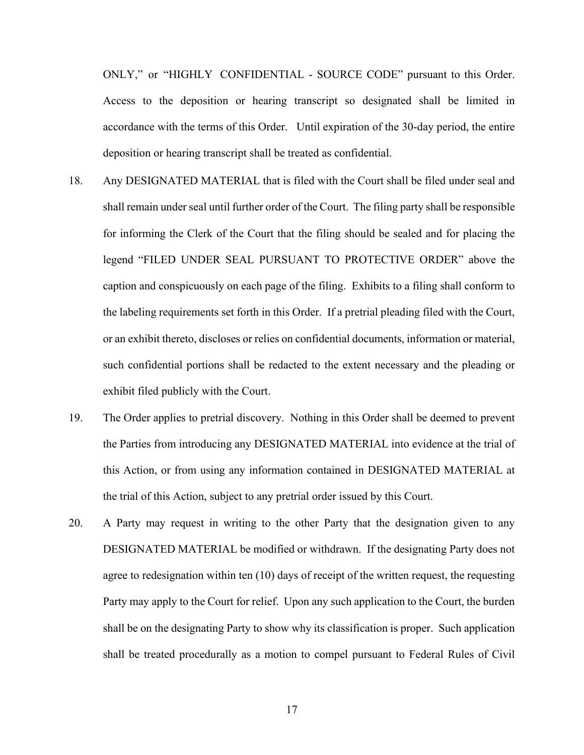ONLY," or "HIGHLY CONFIDENTIAL - SOURCE CODE" pursuant to this Order. Access to the deposition or hearing transcript so designated shall be limited in accordance with the terms of this Order. Until expiration of the 30-day period, the entire deposition or hearing transcript shall be treated as confidential.

18. Any DESIGNATED MATERIAL that is filed with the Court shall be filed under seal and shall remain under seal until further order of the Court. The filing party shall be responsible for informing the Clerk of the Court that the filing should be sealed and for placing the legend "FILED UNDER SEAL PURSUANT TO PROTECTIVE ORDER" above the caption and conspicuously on each page of the filing. Exhibits to a filing shall conform to the labeling requirements set forth in this Order. If a pretrial pleading filed with the Court, or an exhibit thereto, discloses or relies on confidential documents, information or material, such confidential portions shall be redacted to the extent necessary and the pleading or exhibit filed publicly with the Court.

19. The Order applies to pretrial discovery. Nothing in this Order shall be deemed to prevent the Parties from introducing any DESIGNATED MATERIAL into evidence at the trial of this Action, or from using any information contained in DESIGNATED MATERIAL at the trial of this Action, subject to any pretrial order issued by this Court.

20. A Party may request in writing to the other Party that the designation given to any DESIGNATED MATERIAL be modified or withdrawn. If the designating Party does not agree to redesignation within ten (10) days of receipt of the written request, the requesting Party may apply to the Court for relief. Upon any such application to the Court, the burden shall be on the designating Party to show why its classification is proper. Such application shall be treated procedurally as a motion to compel pursuant to Federal Rules of Civil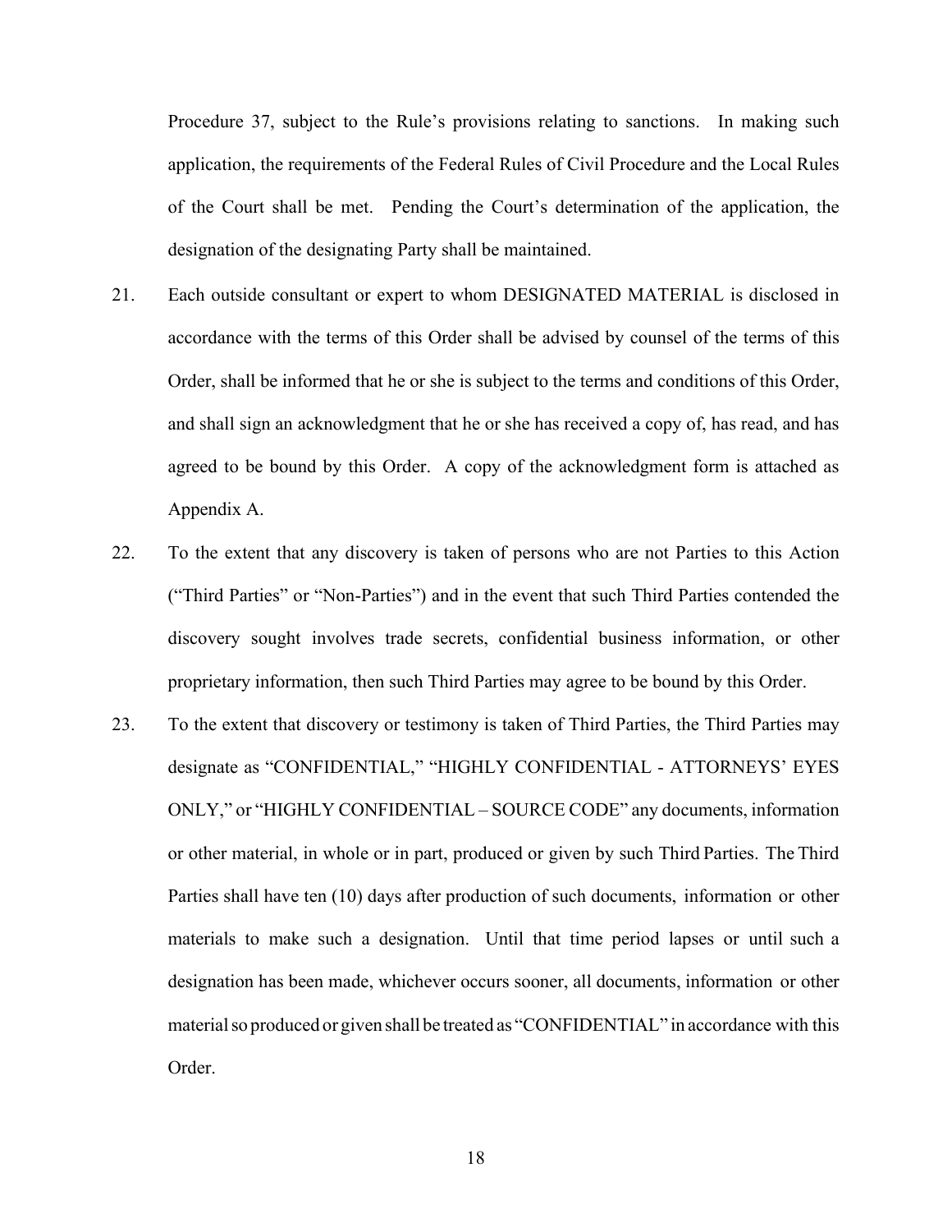Procedure 37, subject to the Rule's provisions relating to sanctions. In making such application, the requirements of the Federal Rules of Civil Procedure and the Local Rules of the Court shall be met. Pending the Court's determination of the application, the designation of the designating Party shall be maintained.

21. Each outside consultant or expert to whom DESIGNATED MATERIAL is disclosed in accordance with the terms of this Order shall be advised by counsel of the terms of this Order, shall be informed that he or she is subject to the terms and conditions of this Order, and shall sign an acknowledgment that he or she has received a copy of, has read, and has agreed to be bound by this Order. A copy of the acknowledgment form is attached as Appendix A.

22. To the extent that any discovery is taken of persons who are not Parties to this Action ("Third Parties" or "Non-Parties") and in the event that such Third Parties contended the discovery sought involves trade secrets, confidential business information, or other proprietary information, then such Third Parties may agree to be bound by this Order.

23. To the extent that discovery or testimony is taken of Third Parties, the Third Parties may designate as "CONFIDENTIAL," "HIGHLY CONFIDENTIAL - ATTORNEYS' EYES ONLY," or "HIGHLY CONFIDENTIAL – SOURCE CODE" any documents, information or other material, in whole or in part, produced or given by such Third Parties. The Third Parties shall have ten (10) days after production of such documents, information or other materials to make such a designation. Until that time period lapses or until such a designation has been made, whichever occurs sooner, all documents, information or other material so produced or given shall be treated as "CONFIDENTIAL" in accordance with this Order.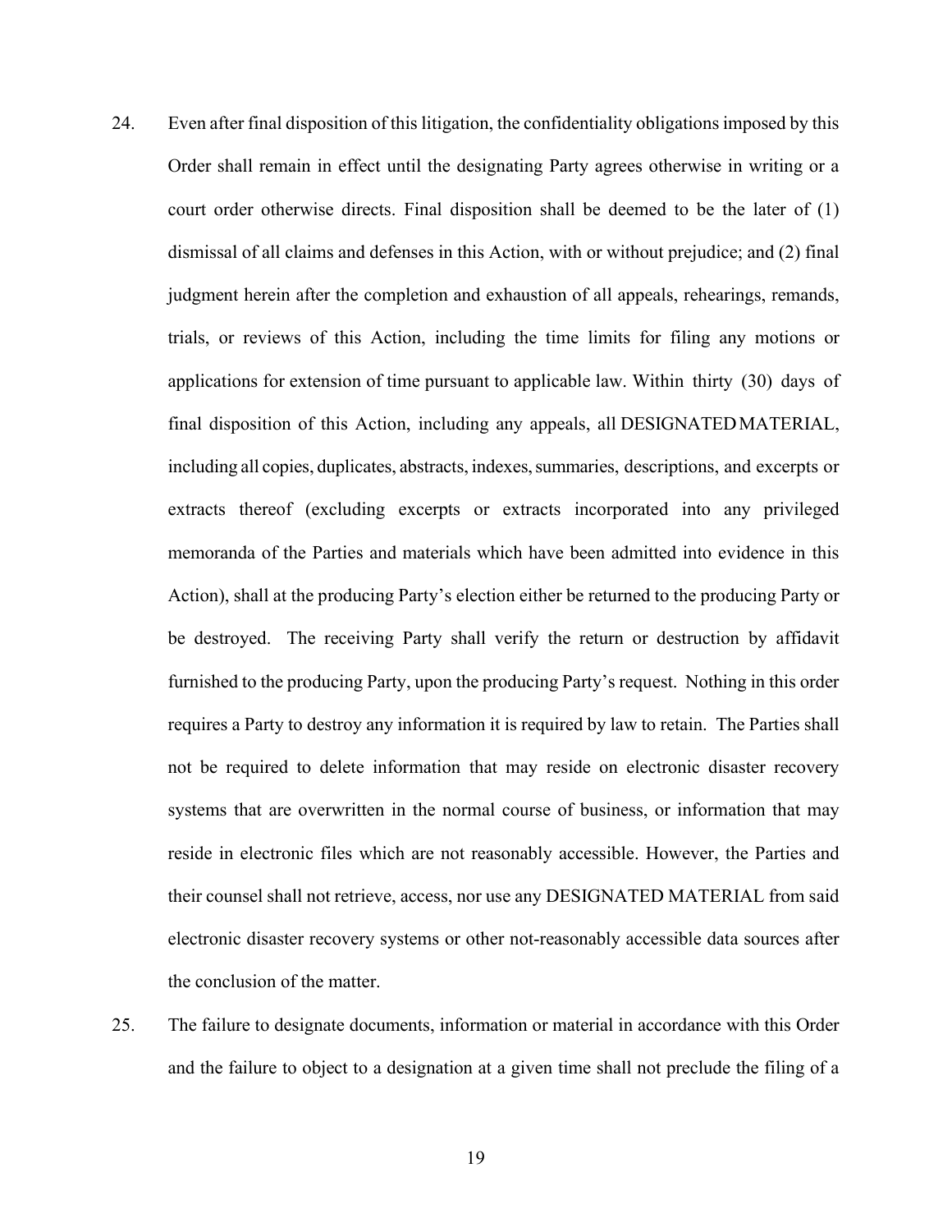24. Even after final disposition of this litigation, the confidentiality obligations imposed by this Order shall remain in effect until the designating Party agrees otherwise in writing or a court order otherwise directs. Final disposition shall be deemed to be the later of (1) dismissal of all claims and defenses in this Action, with or without prejudice; and (2) final judgment herein after the completion and exhaustion of all appeals, rehearings, remands, trials, or reviews of this Action, including the time limits for filing any motions or applications for extension of time pursuant to applicable law. Within thirty (30) days of final disposition of this Action, including any appeals, all DESIGNATED MATERIAL, including all copies, duplicates, abstracts, indexes, summaries, descriptions, and excerpts or extracts thereof (excluding excerpts or extracts incorporated into any privileged memoranda of the Parties and materials which have been admitted into evidence in this Action), shall at the producing Party's election either be returned to the producing Party or be destroyed. The receiving Party shall verify the return or destruction by affidavit furnished to the producing Party, upon the producing Party's request. Nothing in this order requires a Party to destroy any information it is required by law to retain. The Parties shall not be required to delete information that may reside on electronic disaster recovery systems that are overwritten in the normal course of business, or information that may reside in electronic files which are not reasonably accessible. However, the Parties and their counsel shall not retrieve, access, nor use any DESIGNATED MATERIAL from said electronic disaster recovery systems or other not-reasonably accessible data sources after the conclusion of the matter.

25. The failure to designate documents, information or material in accordance with this Order and the failure to object to a designation at a given time shall not preclude the filing of a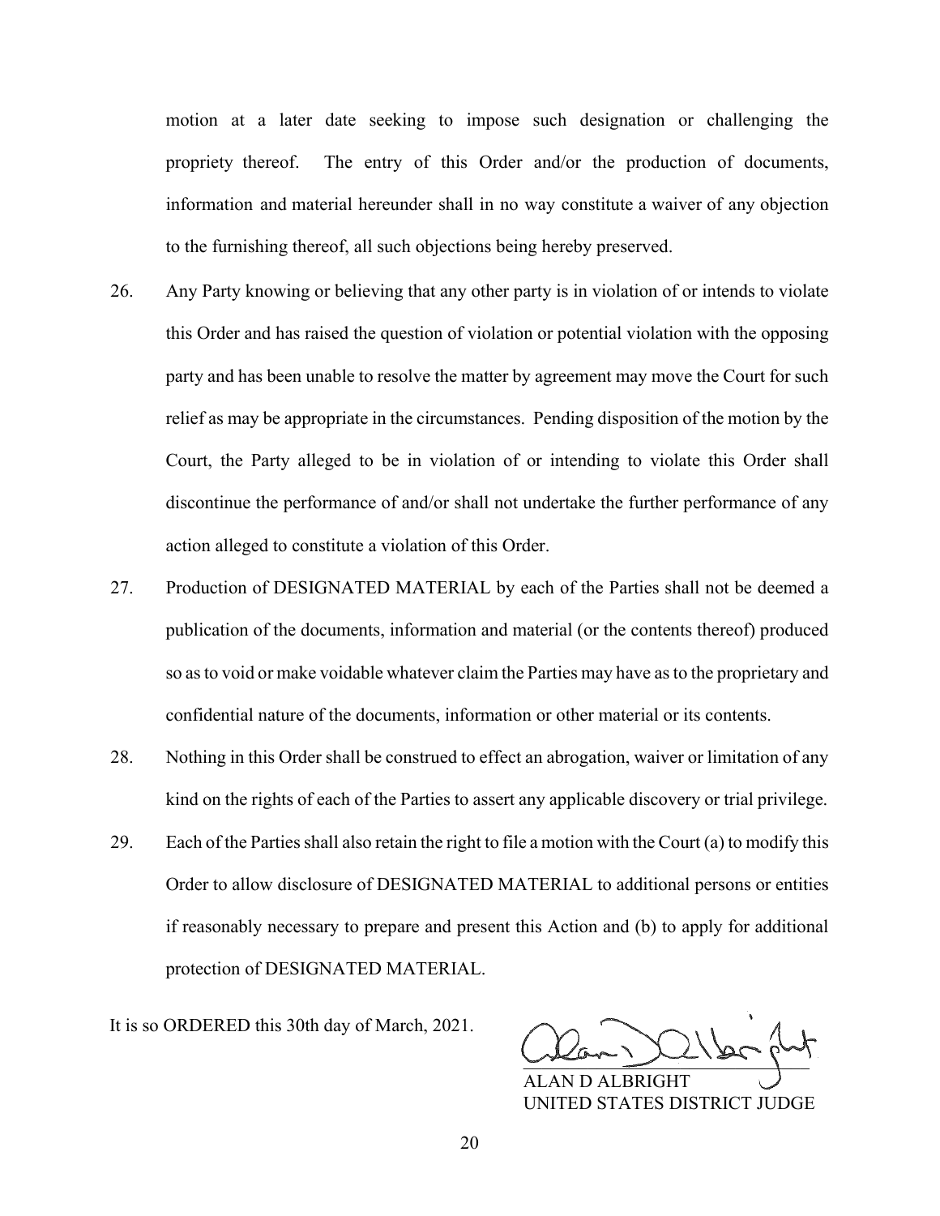motion at a later date seeking to impose such designation or challenging the propriety thereof. The entry of this Order and/or the production of documents, information and material hereunder shall in no way constitute a waiver of any objection to the furnishing thereof, all such objections being hereby preserved.

26. Any Party knowing or believing that any other party is in violation of or intends to violate this Order and has raised the question of violation or potential violation with the opposing party and has been unable to resolve the matter by agreement may move the Court for such relief as may be appropriate in the circumstances. Pending disposition of the motion by the Court, the Party alleged to be in violation of or intending to violate this Order shall discontinue the performance of and/or shall not undertake the further performance of any action alleged to constitute a violation of this Order.

27. Production of DESIGNATED MATERIAL by each of the Parties shall not be deemed a publication of the documents, information and material (or the contents thereof) produced so as to void or make voidable whatever claim the Parties may have as to the proprietary and confidential nature of the documents, information or other material or its contents.

28. Nothing in this Order shall be construed to effect an abrogation, waiver or limitation of any kind on the rights of each of the Parties to assert any applicable discovery or trial privilege.

29. Each of the Parties shall also retain the right to file a motion with the Court (a) to modify this Order to allow disclosure of DESIGNATED MATERIAL to additional persons or entities if reasonably necessary to prepare and present this Action and (b) to apply for additional protection of DESIGNATED MATERIAL.

It is so ORDERED this 30th day of March, 2021.

ALAN D ALBRIGHT
UNITED STATES DISTRICT JUDGE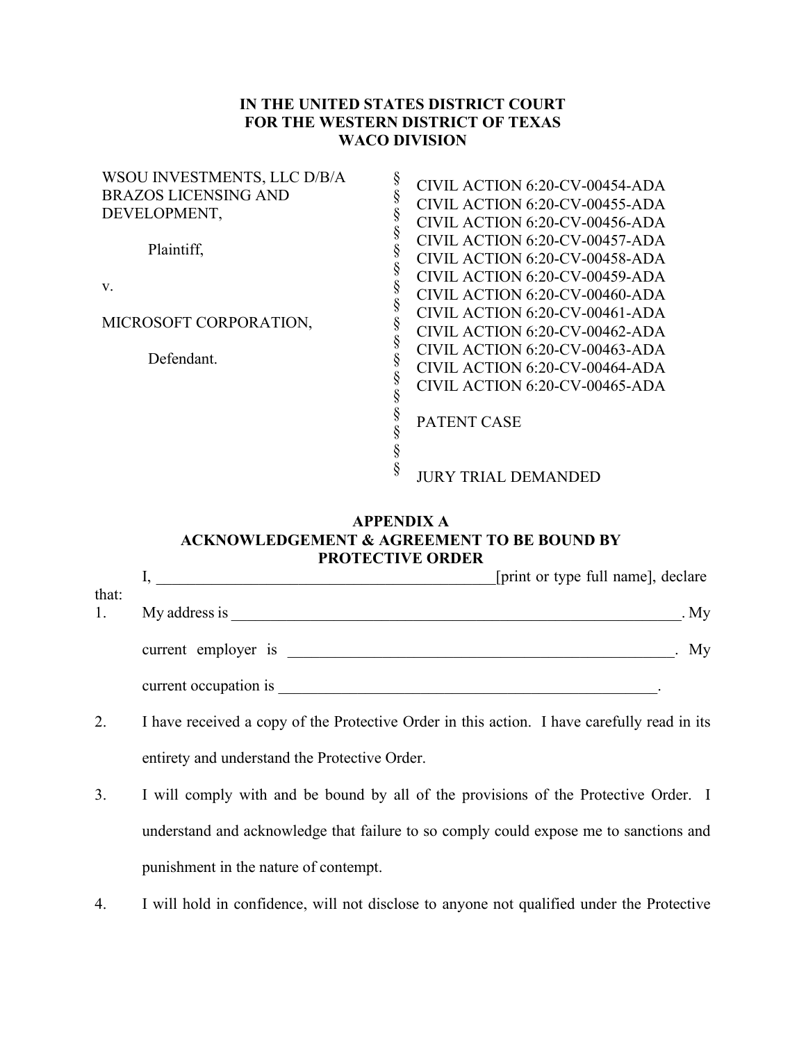**IN THE UNITED STATES DISTRICT COURT**
**FOR THE WESTERN DISTRICT OF TEXAS**
**WACO DIVISION**

| | | |
|---|---|---|
| WSOU INVESTMENTS, LLC D/B/A BRAZOS LICENSING AND DEVELOPMENT,<br><br>Plaintiff,<br><br>v.<br><br>MICROSOFT CORPORATION,<br><br>Defendant. | §<br>§<br>§<br>§<br>§<br>§<br>§<br>§<br>§<br>§<br>§<br>§<br>§<br>§<br>§<br>§<br>§ | CIVIL ACTION 6:20-CV-00454-ADA<br>CIVIL ACTION 6:20-CV-00455-ADA<br>CIVIL ACTION 6:20-CV-00456-ADA<br>CIVIL ACTION 6:20-CV-00457-ADA<br>CIVIL ACTION 6:20-CV-00458-ADA<br>CIVIL ACTION 6:20-CV-00459-ADA<br>CIVIL ACTION 6:20-CV-00460-ADA<br>CIVIL ACTION 6:20-CV-00461-ADA<br>CIVIL ACTION 6:20-CV-00462-ADA<br>CIVIL ACTION 6:20-CV-00463-ADA<br>CIVIL ACTION 6:20-CV-00464-ADA<br>CIVIL ACTION 6:20-CV-00465-ADA<br><br>PATENT CASE<br><br>JURY TRIAL DEMANDED |

**APPENDIX A**
**ACKNOWLEDGEMENT & AGREEMENT TO BE BOUND BY PROTECTIVE ORDER**

I, ___________________________________________[print or type full name], declare that:

1. My address is ____________________________________________________________. My current employer is __________________________________________________. My current occupation is __________________________________________________.

2. I have received a copy of the Protective Order in this action. I have carefully read in its entirety and understand the Protective Order.

3. I will comply with and be bound by all of the provisions of the Protective Order. I understand and acknowledge that failure to so comply could expose me to sanctions and punishment in the nature of contempt.

4. I will hold in confidence, will not disclose to anyone not qualified under the Protective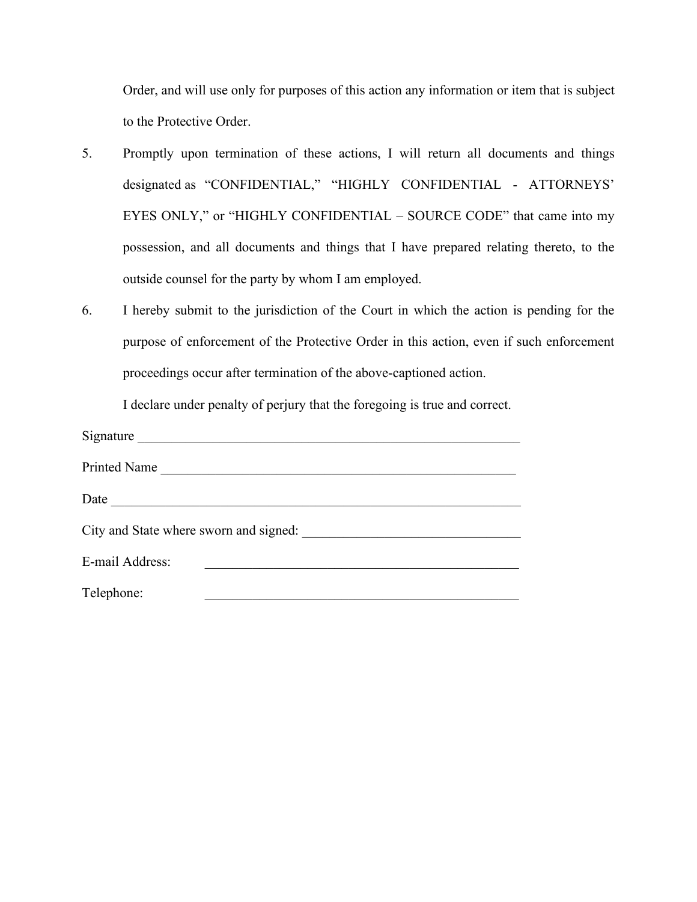Order, and will use only for purposes of this action any information or item that is subject to the Protective Order.

5. Promptly upon termination of these actions, I will return all documents and things designated as "CONFIDENTIAL," "HIGHLY CONFIDENTIAL - ATTORNEYS' EYES ONLY," or "HIGHLY CONFIDENTIAL – SOURCE CODE" that came into my possession, and all documents and things that I have prepared relating thereto, to the outside counsel for the party by whom I am employed.

6. I hereby submit to the jurisdiction of the Court in which the action is pending for the purpose of enforcement of the Protective Order in this action, even if such enforcement proceedings occur after termination of the above-captioned action.

I declare under penalty of perjury that the foregoing is true and correct.

Signature ___________________________________________________________

Printed Name ______________________________________________________

Date ______________________________________________________________

City and State where sworn and signed: ________________________________

E-mail Address: ________________________________________________

Telephone: ________________________________________________